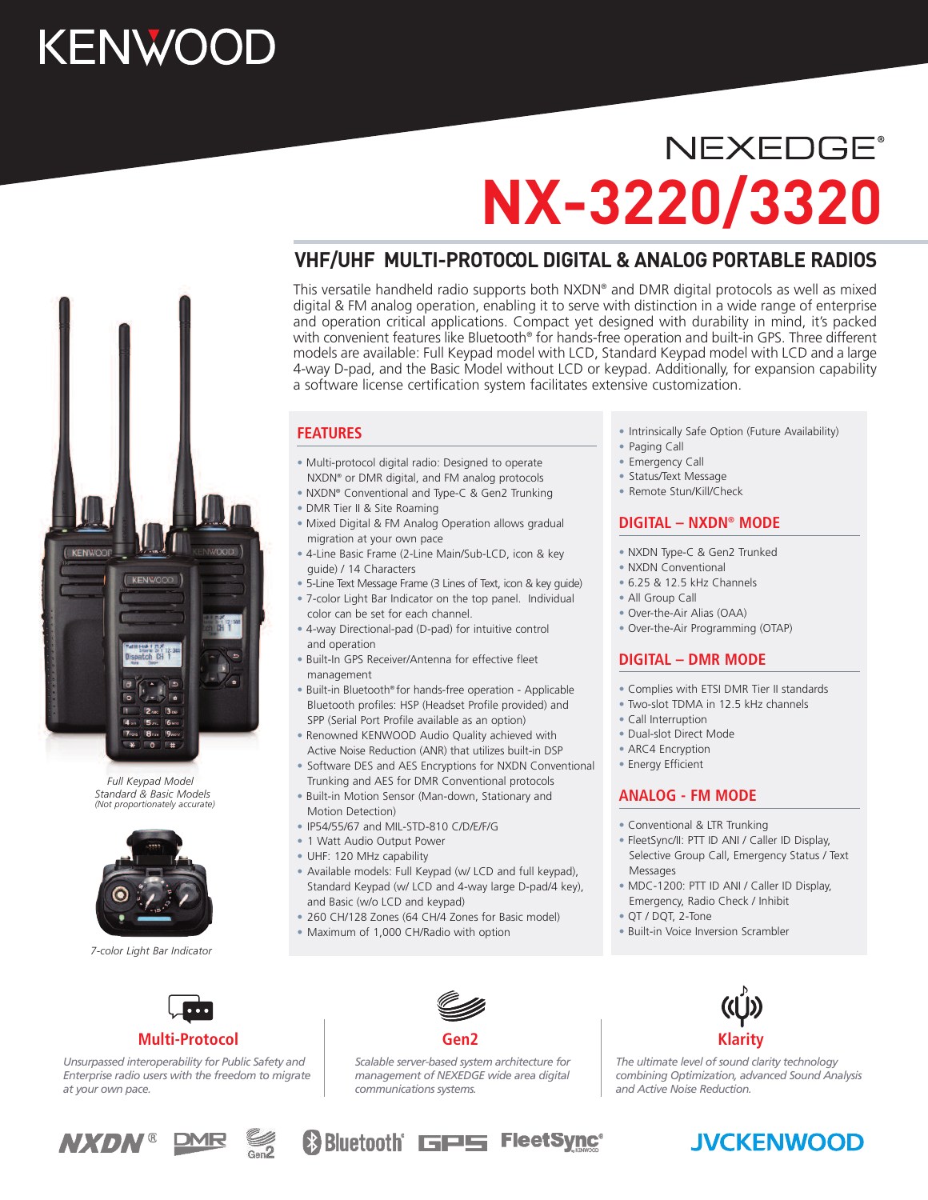# KENWOOD

NEXEDGE®

# NX-3220/3320

## VHF/UHF MULTI-PROTOCOL DIGITAL & ANALOG PORTABLE RADIOS

This versatile handheld radio supports both NXDN® and DMR digital protocols as well as mixed digital & FM analog operation, enabling it to serve with distinction in a wide range of enterprise and operation critical applications. Compact yet designed with durability in mind, it's packed with convenient features like Bluetooth® for hands-free operation and built-in GPS. Three different models are available: Full Keypad model with LCD, Standard Keypad model with LCD and a large 4-way D-pad, and the Basic Model without LCD or keypad. Additionally, for expansion capability a software license certification system facilitates extensive customization.

*Full Keypad Model*
*Standard & Basic Models*
*(Not proportionately accurate)*

*7-color Light Bar Indicator*

### FEATURES

- Multi-protocol digital radio: Designed to operate NXDN® or DMR digital, and FM analog protocols
- NXDN® Conventional and Type-C & Gen2 Trunking
- DMR Tier II & Site Roaming
- Mixed Digital & FM Analog Operation allows gradual migration at your own pace
- 4-Line Basic Frame (2-Line Main/Sub-LCD, icon & key guide) / 14 Characters
- 5-Line Text Message Frame (3 Lines of Text, icon & key guide)
- 7-color Light Bar Indicator on the top panel. Individual color can be set for each channel.
- 4-way Directional-pad (D-pad) for intuitive control and operation
- Built-In GPS Receiver/Antenna for effective fleet management
- Built-in Bluetooth® for hands-free operation - Applicable Bluetooth profiles: HSP (Headset Profile provided) and SPP (Serial Port Profile available as an option)
- Renowned KENWOOD Audio Quality achieved with Active Noise Reduction (ANR) that utilizes built-in DSP
- Software DES and AES Encryptions for NXDN Conventional Trunking and AES for DMR Conventional protocols
- Built-in Motion Sensor (Man-down, Stationary and Motion Detection)
- IP54/55/67 and MIL-STD-810 C/D/E/F/G
- 1 Watt Audio Output Power
- UHF: 120 MHz capability
- Available models: Full Keypad (w/ LCD and full keypad), Standard Keypad (w/ LCD and 4-way large D-pad/4 key), and Basic (w/o LCD and keypad)
- 260 CH/128 Zones (64 CH/4 Zones for Basic model)
- Maximum of 1,000 CH/Radio with option
- Intrinsically Safe Option (Future Availability)
- Paging Call
- Emergency Call
- Status/Text Message
- Remote Stun/Kill/Check

### DIGITAL – NXDN® MODE

- NXDN Type-C & Gen2 Trunked
- NXDN Conventional
- 6.25 & 12.5 kHz Channels
- All Group Call
- Over-the-Air Alias (OAA)
- Over-the-Air Programming (OTAP)

### DIGITAL – DMR MODE

- Complies with ETSI DMR Tier II standards
- Two-slot TDMA in 12.5 kHz channels
- Call Interruption
- Dual-slot Direct Mode
- ARC4 Encryption
- Energy Efficient

### ANALOG - FM MODE

- Conventional & LTR Trunking
- FleetSync/II: PTT ID ANI / Caller ID Display, Selective Group Call, Emergency Status / Text Messages
- MDC-1200: PTT ID ANI / Caller ID Display, Emergency, Radio Check / Inhibit
- QT / DQT, 2-Tone
- Built-in Voice Inversion Scrambler

### Multi-Protocol

*Unsurpassed interoperability for Public Safety and Enterprise radio users with the freedom to migrate at your own pace.*

### Gen2

*Scalable server-based system architecture for management of NEXEDGE wide area digital communications systems.*

### Klarity

*The ultimate level of sound clarity technology combining Optimization, advanced Sound Analysis and Active Noise Reduction.*

NXDN® DMR Gen2 Bluetooth® GPS FleetSync® JVCKENWOOD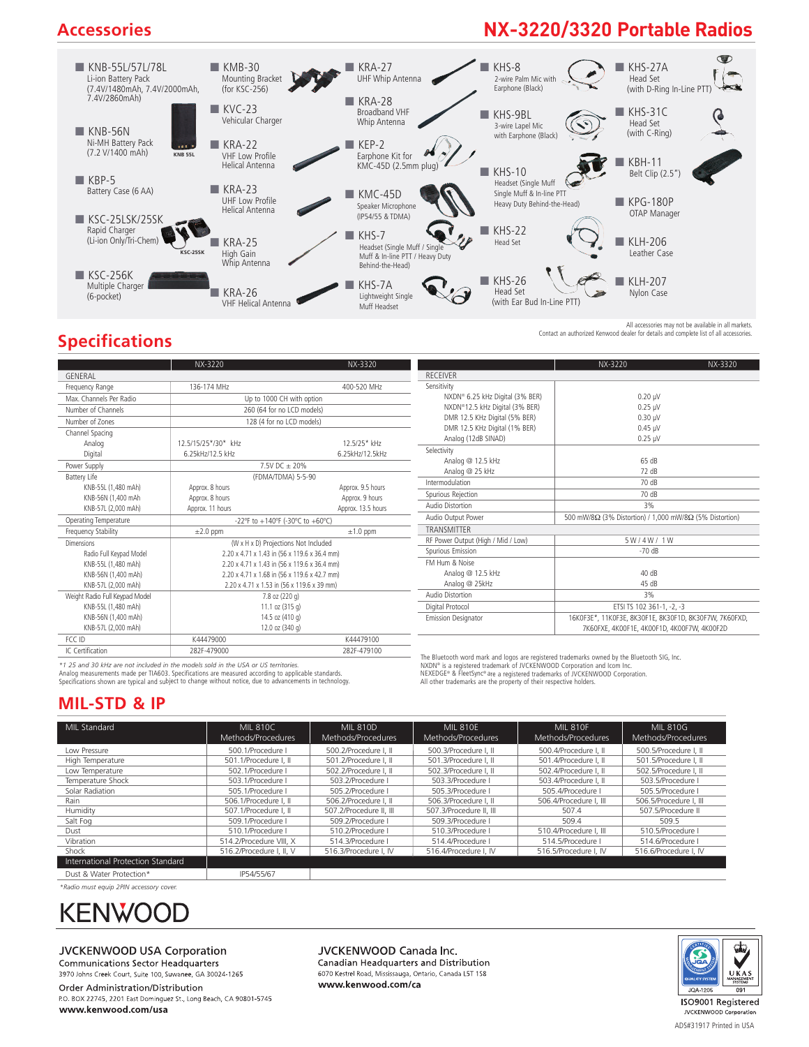## Accessories

## NX-3220/3320 Portable Radios

- **KNB-55L/57L/78L** Li-ion Battery Pack (7.4V/1480mAh, 7.4V/2000mAh, 7.4V/2860mAh)
- **KNB-56N** Ni-MH Battery Pack (7.2 V/1400 mAh)
- **KBP-5** Battery Case (6 AA)
- **KSC-25LSK/25SK** Rapid Charger (Li-ion Only/Tri-Chem)
- **KSC-256K** Multiple Charger (6-pocket)
- **KMB-30** Mounting Bracket (for KSC-256)
- **KVC-23** Vehicular Charger
- **KRA-22** VHF Low Profile Helical Antenna
- **KRA-23** UHF Low Profile Helical Antenna
- **KRA-25** High Gain Whip Antenna
- **KRA-26** VHF Helical Antenna
- **KRA-27** UHF Whip Antenna
- **KRA-28** Broadband VHF Whip Antenna
- **KEP-2** Earphone Kit for KMC-45D (2.5mm plug)
- **KMC-45D** Speaker Microphone (IP54/55 & TDMA)
- **KHS-7** Headset (Single Muff / Single Muff & In-line PTT / Heavy Duty Behind-the-Head)
- **KHS-7A** Lightweight Single Muff Headset
- **KHS-8** 2-wire Palm Mic with Earphone (Black)
- **KHS-9BL** 3-wire Lapel Mic with Earphone (Black)
- **KHS-10** Headset (Single Muff Single Muff & In-line PTT Heavy Duty Behind-the-Head)
- **KHS-22** Head Set
- **KHS-26** Head Set (with Ear Bud In-Line PTT)
- **KHS-27A** Head Set (with D-Ring In-Line PTT)
- **KHS-31C** Head Set (with C-Ring)
- **KBH-11** Belt Clip (2.5")
- **KPG-180P** OTAP Manager
- **KLH-206** Leather Case
- **KLH-207** Nylon Case

All accessories may not be available in all markets.
Contact an authorized Kenwood dealer for details and complete list of all accessories.

## Specifications

| | NX-3220 | NX-3320 |
|---|---|---|
| **GENERAL** | | |
| Frequency Range | 136-174 MHz | 400-520 MHz |
| Max. Channels Per Radio | Up to 1000 CH with option | |
| Number of Channels | 260 (64 for no LCD models) | |
| Number of Zones | 128 (4 for no LCD models) | |
| Channel Spacing | | |
| Analog | 12.5/15/25*/30* kHz | 12.5/25* kHz |
| Digital | 6.25kHz/12.5 kHz | 6.25kHz/12.5kHz |
| Power Supply | 7.5V DC ± 20% | |
| Battery Life | (FDMA/TDMA) 5-5-90 | |
| KNB-55L (1,480 mAh) | Approx. 8 hours | Approx. 9.5 hours |
| KNB-56N (1,400 mAh | Approx. 8 hours | Approx. 9 hours |
| KNB-57L (2,000 mAh) | Approx. 11 hours | Approx. 13.5 hours |
| Operating Temperature | -22°F to +140°F (-30°C to +60°C) | |
| Frequency Stability | ±2.0 ppm | ±1.0 ppm |
| Dimensions | (W x H x D) Projections Not Included | |
| Radio Full Keypad Model | 2.20 x 4.71 x 1.43 in (56 x 119.6 x 36.4 mm) | |
| KNB-55L (1,480 mAh) | 2.20 x 4.71 x 1.43 in (56 x 119.6 x 36.4 mm) | |
| KNB-56N (1,400 mAh) | 2.20 x 4.71 x 1.68 in (56 x 119.6 x 42.7 mm) | |
| KNB-57L (2,000 mAh) | 2.20 x 4.71 x 1.53 in (56 x 119.6 x 39 mm) | |
| Weight Radio Full Keypad Model | 7.8 oz (220 g) | |
| KNB-55L (1,480 mAh) | 11.1 oz (315 g) | |
| KNB-56N (1,400 mAh) | 14.5 oz (410 g) | |
| KNB-57L (2,000 mAh) | 12.0 oz (340 g) | |
| FCC ID | K44479000 | K44479100 |
| IC Certification | 282F-479000 | 282F-479100 |

*1 25 and 30 kHz are not included in the models sold in the USA or US territories.
Analog measurements made per TIA603. Specifications are measured according to applicable standards.
Specifications shown are typical and subject to change without notice, due to advancements in technology.

| | NX-3220 / NX-3320 |
|---|---|
| **RECEIVER** | |
| Sensitivity | |
| NXDN® 6.25 KHz Digital (3% BER) | 0.20 µV |
| NXDN®12.5 kHz Digital (3% BER) | 0.25 µV |
| DMR 12.5 KHz Digital (5% BER) | 0.30 µV |
| DMR 12.5 KHz Digital (1% BER) | 0.45 µV |
| Analog (12dB SINAD) | 0.25 µV |
| Selectivity | |
| Analog @ 12.5 kHz | 65 dB |
| Analog @ 25 kHz | 72 dB |
| Intermodulation | 70 dB |
| Spurious Rejection | 70 dB |
| Audio Distortion | 3% |
| Audio Output Power | 500 mW/8Ω (3% Distortion) / 1,000 mW/8Ω (5% Distortion) |
| **TRANSMITTER** | |
| RF Power Output (High / Mid / Low) | 5 W / 4 W / 1 W |
| Spurious Emission | -70 dB |
| FM Hum & Noise | |
| Analog @ 12.5 kHz | 40 dB |
| Analog @ 25kHz | 45 dB |
| Audio Distortion | 3% |
| Digital Protocol | ETSI TS 102 361-1, -2, -3 |
| Emission Designator | 16K0F3E*, 11K0F3E, 8K30F1E, 8K30F1D, 8K30F7W, 7K60FXD, 7K60FXE, 4K00F1E, 4K00F1D, 4K00F7W, 4K00F2D |

The Bluetooth word mark and logos are registered trademarks owned by the Bluetooth SIG, Inc.
NXDN® is a registered trademark of JVCKENWOOD Corporation and Icom Inc.
NEXEDGE® & FleetSync® are a registered trademarks of JVCKENWOOD Corporation.
All other trademarks are the property of their respective holders.

## MIL-STD & IP

| MIL Standard | MIL 810C Methods/Procedures | MIL 810D Methods/Procedures | MIL 810E Methods/Procedures | MIL 810F Methods/Procedures | MIL 810G Methods/Procedures |
|---|---|---|---|---|---|
| Low Pressure | 500.1/Procedure I | 500.2/Procedure I, II | 500.3/Procedure I, II | 500.4/Procedure I, II | 500.5/Procedure I, II |
| High Temperature | 501.1/Procedure I, II | 501.2/Procedure I, II | 501.3/Procedure I, II | 501.4/Procedure I, II | 501.5/Procedure I, II |
| Low Temperature | 502.1/Procedure I | 502.2/Procedure I, II | 502.3/Procedure I, II | 502.4/Procedure I, II | 502.5/Procedure I, II |
| Temperature Shock | 503.1/Procedure I | 503.2/Procedure I | 503.3/Procedure I | 503.4/Procedure I, II | 503.5/Procedure I |
| Solar Radiation | 505.1/Procedure I | 505.2/Procedure I | 505.3/Procedure I | 505.4/Procedure I | 505.5/Procedure I |
| Rain | 506.1/Procedure I, II | 506.2/Procedure I, II | 506.3/Procedure I, II | 506.4/Procedure I, III | 506.5/Procedure I, III |
| Humidity | 507.1/Procedure I, II | 507.2/Procedure II, III | 507.3/Procedure II, III | 507.4 | 507.5/Procedure II |
| Salt Fog | 509.1/Procedure I | 509.2/Procedure I | 509.3/Procedure I | 509.4 | 509.5 |
| Dust | 510.1/Procedure I | 510.2/Procedure I | 510.3/Procedure I | 510.4/Procedure I, III | 510.5/Procedure I |
| Vibration | 514.2/Procedure VIII, X | 514.3/Procedure I | 514.4/Procedure I | 514.5/Procedure I | 514.6/Procedure I |
| Shock | 516.2/Procedure I, II, V | 516.3/Procedure I, IV | 516.4/Procedure I, IV | 516.5/Procedure I, IV | 516.6/Procedure I, IV |
| **International Protection Standard** | | | | | |
| Dust & Water Protection* | IP54/55/67 | | | | |

*Radio must equip 2PIN accessory cover.

KENWOOD

**JVCKENWOOD USA Corporation**
Communications Sector Headquarters
3970 Johns Creek Court, Suite 100, Suwanee, GA 30024-1265
Order Administration/Distribution
P.O. BOX 22745, 2201 East Dominguez St., Long Beach, CA 90801-5745
**www.kenwood.com/usa**

**JVCKENWOOD Canada Inc.**
Canadian Headquarters and Distribution
6070 Kestrel Road, Mississauga, Ontario, Canada L5T 1S8
**www.kenwood.com/ca**

JQA-1205 091
ISO9001 Registered
JVCKENWOOD Corporation

ADS#31917 Printed in USA